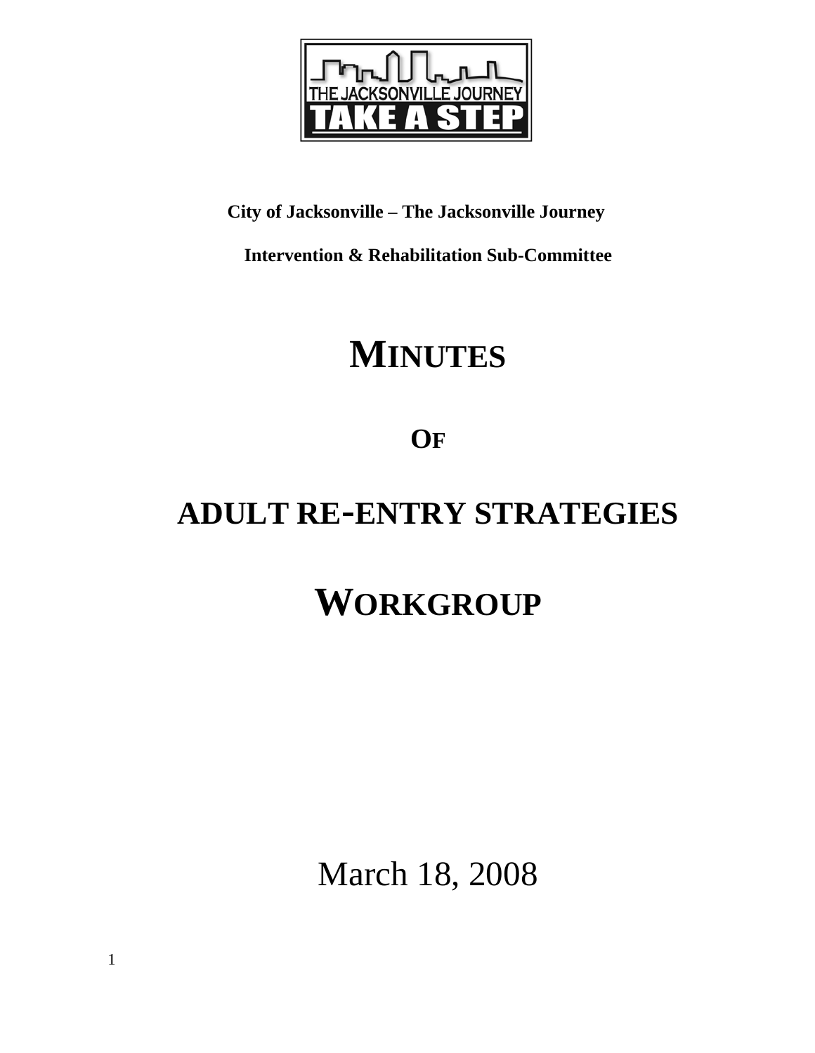THE JACKSONVILLE JOURNEY

TAKE A STEP

**City of Jacksonville – The Jacksonville Journey**

**Intervention & Rehabilitation Sub-Committee**

# MINUTES

# OF

# ADULT RE-ENTRY STRATEGIES

# WORKGROUP

March 18, 2008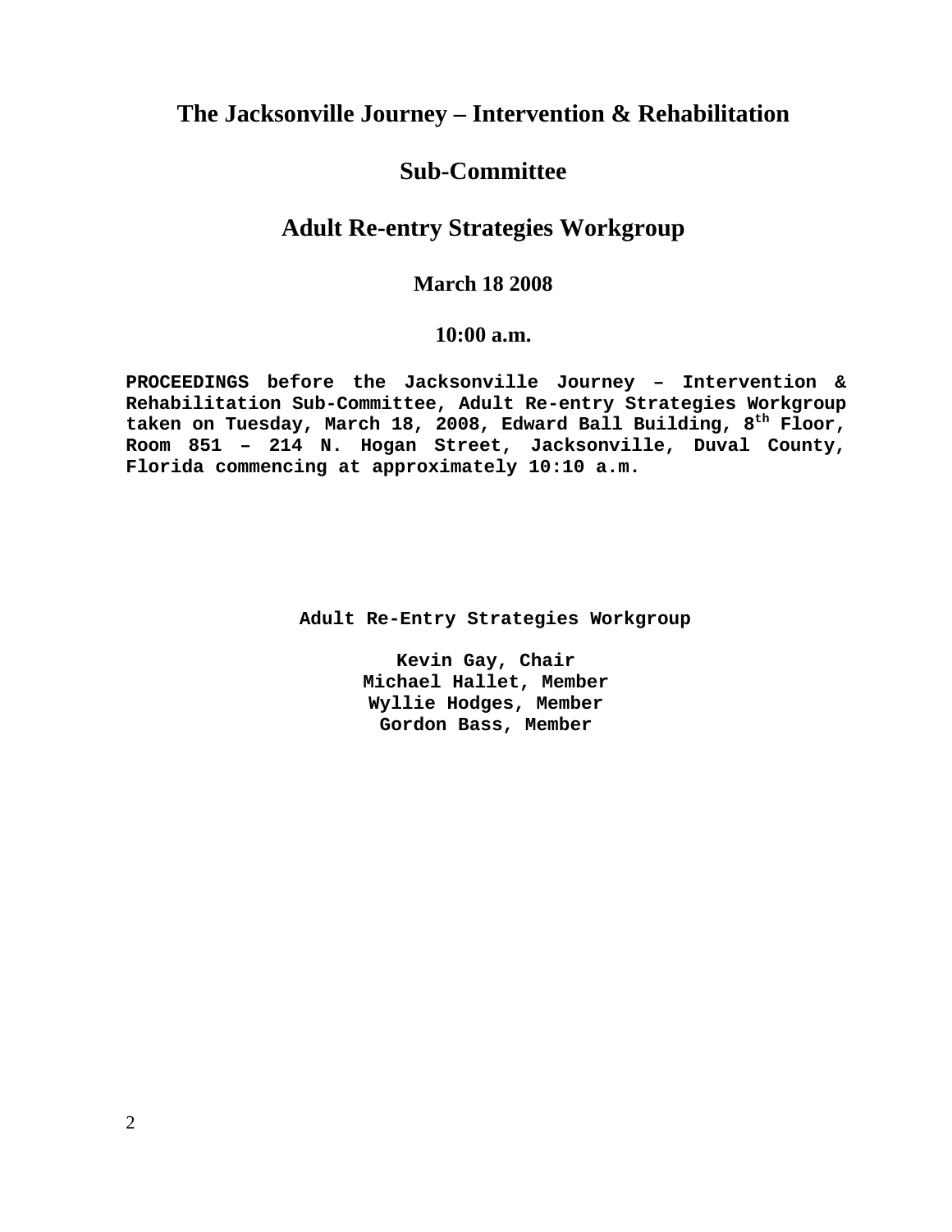# The Jacksonville Journey – Intervention & Rehabilitation

# Sub-Committee

## Adult Re-entry Strategies Workgroup

### March 18 2008

### 10:00 a.m.

**PROCEEDINGS before the Jacksonville Journey – Intervention & Rehabilitation Sub-Committee, Adult Re-entry Strategies Workgroup taken on Tuesday, March 18, 2008, Edward Ball Building, 8th Floor, Room 851 – 214 N. Hogan Street, Jacksonville, Duval County, Florida commencing at approximately 10:10 a.m.**

**Adult Re-Entry Strategies Workgroup**

**Kevin Gay, Chair**
**Michael Hallet, Member**
**Wyllie Hodges, Member**
**Gordon Bass, Member**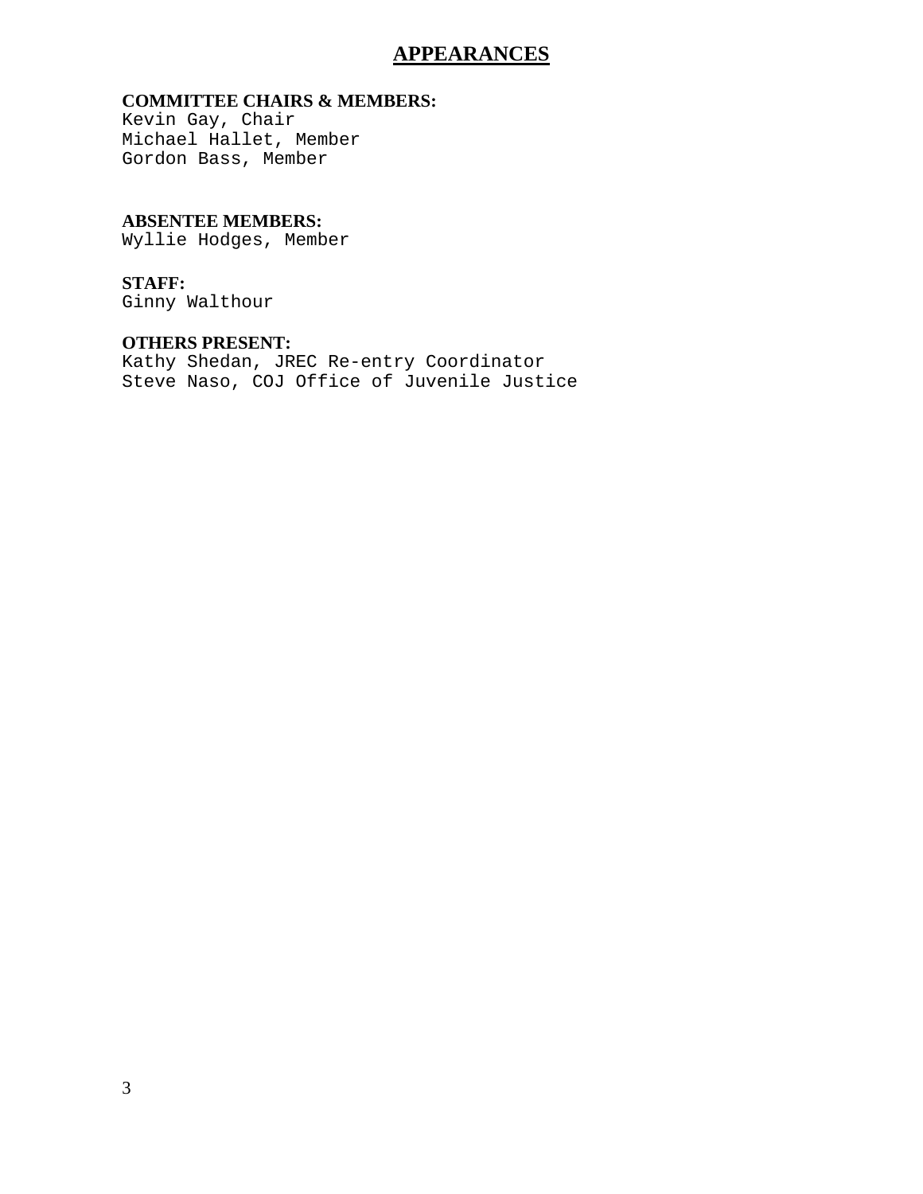# APPEARANCES

**COMMITTEE CHAIRS & MEMBERS:**
Kevin Gay, Chair
Michael Hallet, Member
Gordon Bass, Member

**ABSENTEE MEMBERS:**
Wyllie Hodges, Member

**STAFF:**
Ginny Walthour

**OTHERS PRESENT:**
Kathy Shedan, JREC Re-entry Coordinator
Steve Naso, COJ Office of Juvenile Justice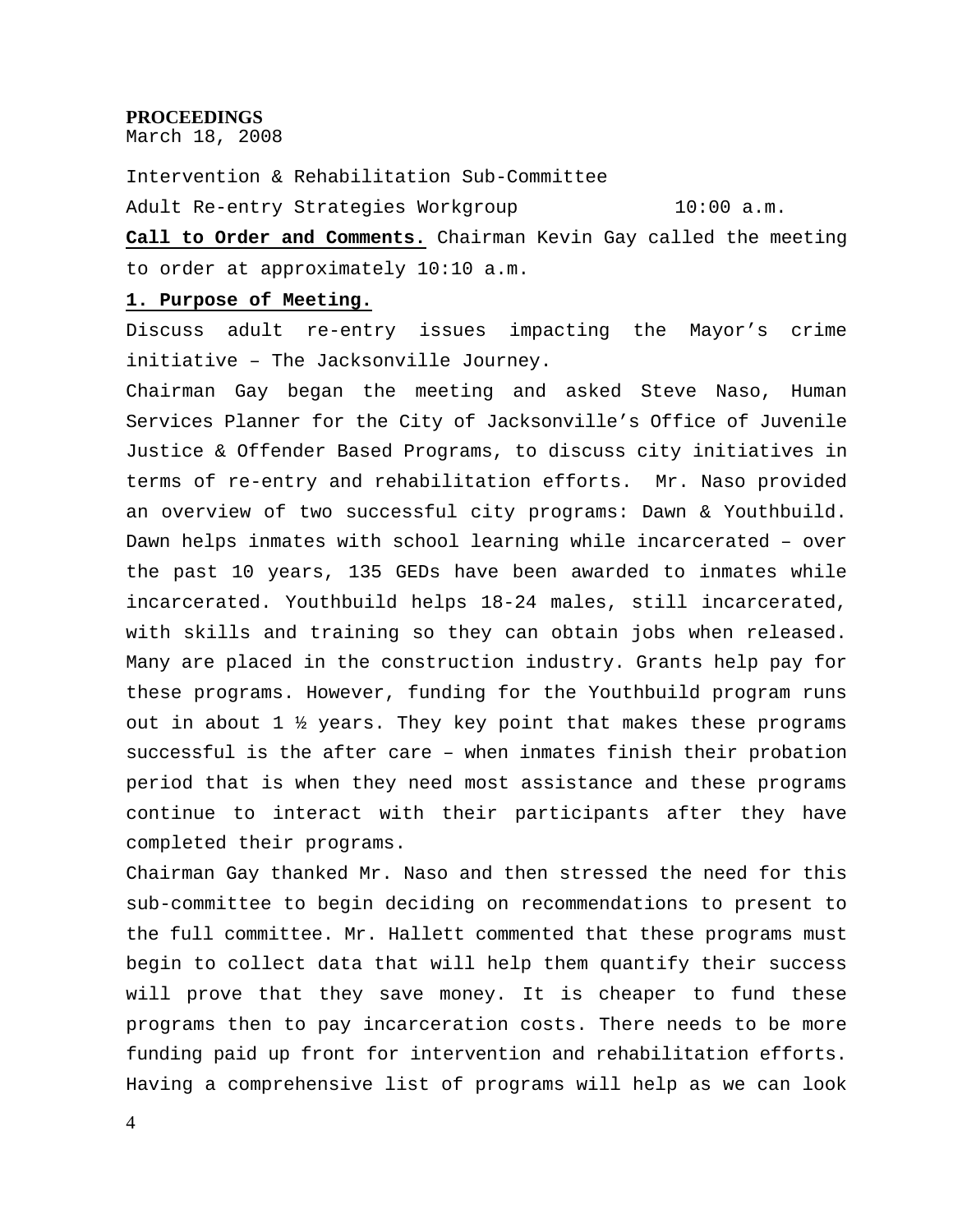**PROCEEDINGS**
March 18, 2008

Intervention & Rehabilitation Sub-Committee

Adult Re-entry Strategies Workgroup 10:00 a.m.

**Call to Order and Comments.** Chairman Kevin Gay called the meeting to order at approximately 10:10 a.m.

**1. Purpose of Meeting.**

Discuss adult re-entry issues impacting the Mayor's crime initiative – The Jacksonville Journey.

Chairman Gay began the meeting and asked Steve Naso, Human Services Planner for the City of Jacksonville's Office of Juvenile Justice & Offender Based Programs, to discuss city initiatives in terms of re-entry and rehabilitation efforts. Mr. Naso provided an overview of two successful city programs: Dawn & Youthbuild. Dawn helps inmates with school learning while incarcerated – over the past 10 years, 135 GEDs have been awarded to inmates while incarcerated. Youthbuild helps 18-24 males, still incarcerated, with skills and training so they can obtain jobs when released. Many are placed in the construction industry. Grants help pay for these programs. However, funding for the Youthbuild program runs out in about 1 ½ years. They key point that makes these programs successful is the after care – when inmates finish their probation period that is when they need most assistance and these programs continue to interact with their participants after they have completed their programs.

Chairman Gay thanked Mr. Naso and then stressed the need for this sub-committee to begin deciding on recommendations to present to the full committee. Mr. Hallett commented that these programs must begin to collect data that will help them quantify their success will prove that they save money. It is cheaper to fund these programs then to pay incarceration costs. There needs to be more funding paid up front for intervention and rehabilitation efforts. Having a comprehensive list of programs will help as we can look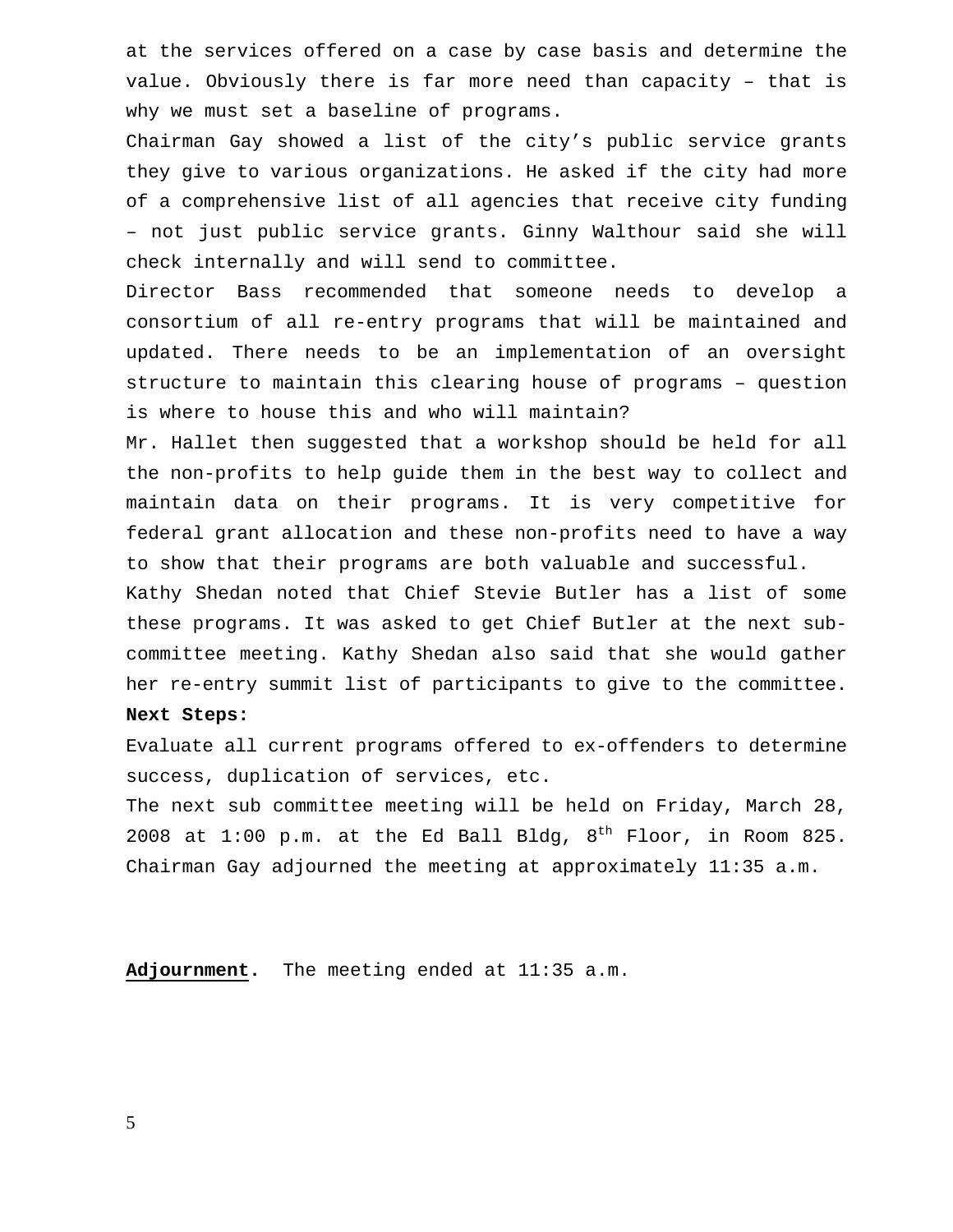at the services offered on a case by case basis and determine the value. Obviously there is far more need than capacity – that is why we must set a baseline of programs.

Chairman Gay showed a list of the city's public service grants they give to various organizations. He asked if the city had more of a comprehensive list of all agencies that receive city funding – not just public service grants. Ginny Walthour said she will check internally and will send to committee.

Director Bass recommended that someone needs to develop a consortium of all re-entry programs that will be maintained and updated. There needs to be an implementation of an oversight structure to maintain this clearing house of programs – question is where to house this and who will maintain?

Mr. Hallet then suggested that a workshop should be held for all the non-profits to help guide them in the best way to collect and maintain data on their programs. It is very competitive for federal grant allocation and these non-profits need to have a way to show that their programs are both valuable and successful.

Kathy Shedan noted that Chief Stevie Butler has a list of some these programs. It was asked to get Chief Butler at the next sub-committee meeting. Kathy Shedan also said that she would gather her re-entry summit list of participants to give to the committee.

**Next Steps:**

Evaluate all current programs offered to ex-offenders to determine success, duplication of services, etc.

The next sub committee meeting will be held on Friday, March 28, 2008 at 1:00 p.m. at the Ed Ball Bldg, 8th Floor, in Room 825. Chairman Gay adjourned the meeting at approximately 11:35 a.m.

**Adjournment.** The meeting ended at 11:35 a.m.